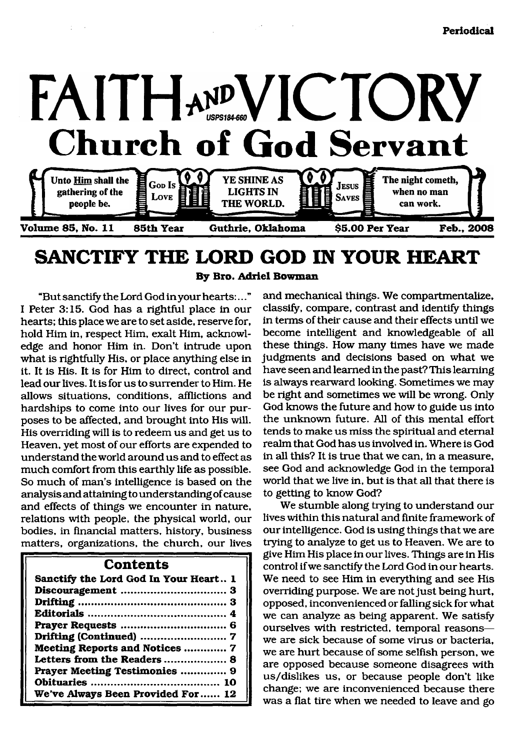Periodical

# FAITH AND VICTORY

USPS184-660

## Church of God Servant

Unto Him shall the gathering of the people be. | God Is Love | YE SHINE AS LIGHTS IN THE WORLD. | Jesus Saves | The night cometh, when no man can work.

Volume 85, No. 11 | 85th Year | Guthrie, Oklahoma | $5.00 Per Year | Feb., 2008

# SANCTIFY THE LORD GOD IN YOUR HEART

**By Bro. Adriel Bowman**

"But sanctify the Lord God in your hearts:..." I Peter 3:15. God has a rightful place in our hearts; this place we are to set aside, reserve for, hold Him in, respect Him, exalt Him, acknowledge and honor Him in. Don't intrude upon what is rightfully His, or place anything else in it. It is His. It is for Him to direct, control and lead our lives. It is for us to surrender to Him. He allows situations, conditions, afflictions and hardships to come into our lives for our purposes to be affected, and brought into His will. His overriding will is to redeem us and get us to Heaven, yet most of our efforts are expended to understand the world around us and to effect as much comfort from this earthly life as possible. So much of man's intelligence is based on the analysis and attaining to understanding of cause and effects of things we encounter in nature, relations with people, the physical world, our bodies, in financial matters, history, business matters, organizations, the church, our lives and mechanical things. We compartmentalize, classify, compare, contrast and identify things in terms of their cause and their effects until we become intelligent and knowledgeable of all these things. How many times have we made judgments and decisions based on what we have seen and learned in the past? This learning is always rearward looking. Sometimes we may be right and sometimes we will be wrong. Only God knows the future and how to guide us into the unknown future. All of this mental effort tends to make us miss the spiritual and eternal realm that God has us involved in. Where is God in all this? It is true that we can, in a measure, see God and acknowledge God in the temporal world that we live in, but is that all that there is to getting to know God?

We stumble along trying to understand our lives within this natural and finite framework of our intelligence. God is using things that we are trying to analyze to get us to Heaven. We are to give Him His place in our lives. Things are in His control if we sanctify the Lord God in our hearts. We need to see Him in everything and see His overriding purpose. We are not just being hurt, opposed, inconvenienced or falling sick for what we can analyze as being apparent. We satisfy ourselves with restricted, temporal reasons—we are sick because of some virus or bacteria, we are hurt because of some selfish person, we are opposed because someone disagrees with us/dislikes us, or because people don't like change; we are inconvenienced because there was a flat tire when we needed to leave and go

## Contents

| | |
|---|---|
| Sanctify the Lord God In Your Heart | 1 |
| Discouragement | 3 |
| Drifting | 3 |
| Editorials | 4 |
| Prayer Requests | 6 |
| Drifting (Continued) | 7 |
| Meeting Reports and Notices | 7 |
| Letters from the Readers | 8 |
| Prayer Meeting Testimonies | 9 |
| Obituaries | 10 |
| We've Always Been Provided For | 12 |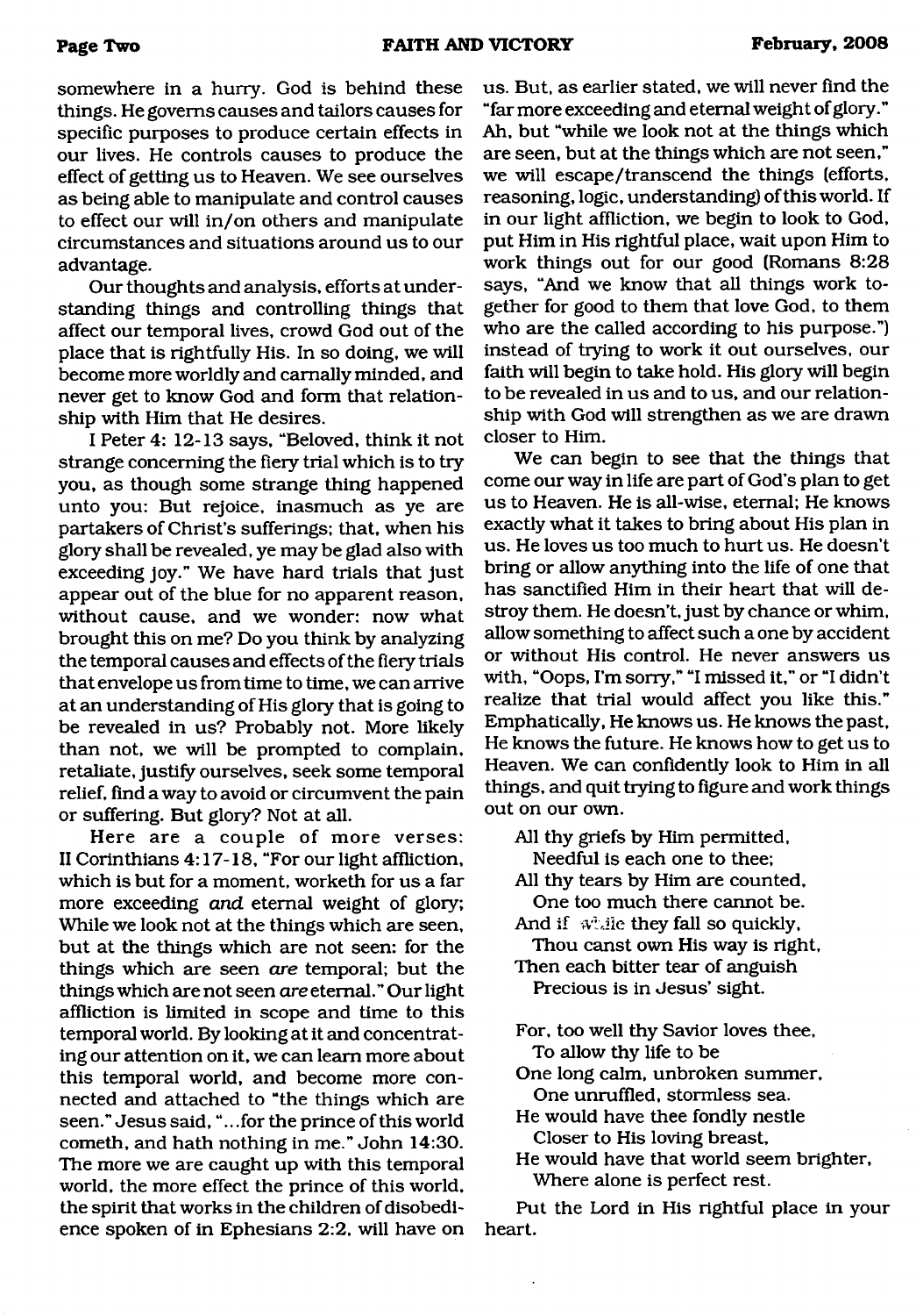somewhere in a hurry. God is behind these things. He governs causes and tailors causes for specific purposes to produce certain effects in our lives. He controls causes to produce the effect of getting us to Heaven. We see ourselves as being able to manipulate and control causes to effect our will in/on others and manipulate circumstances and situations around us to our advantage.

Our thoughts and analysis, efforts at understanding things and controlling things that affect our temporal lives, crowd God out of the place that is rightfully His. In so doing, we will become more worldly and carnally minded, and never get to know God and form that relationship with Him that He desires.

I Peter 4: 12-13 says, "Beloved, think it not strange concerning the fiery trial which is to try you, as though some strange thing happened unto you: But rejoice, inasmuch as ye are partakers of Christ's sufferings; that, when his glory shall be revealed, ye may be glad also with exceeding joy." We have hard trials that just appear out of the blue for no apparent reason, without cause, and we wonder: now what brought this on me? Do you think by analyzing the temporal causes and effects of the fiery trials that envelope us from time to time, we can arrive at an understanding of His glory that is going to be revealed in us? Probably not. More likely than not, we will be prompted to complain, retaliate, justify ourselves, seek some temporal relief, find a way to avoid or circumvent the pain or suffering. But glory? Not at all.

Here are a couple of more verses: II Corinthians 4:17-18, "For our light affliction, which is but for a moment, worketh for us a far more exceeding *and* eternal weight of glory; While we look not at the things which are seen, but at the things which are not seen: for the things which are seen *are* temporal; but the things which are not seen *are* eternal." Our light affliction is limited in scope and time to this temporal world. By looking at it and concentrating our attention on it, we can learn more about this temporal world, and become more connected and attached to "the things which are seen." Jesus said, "...for the prince of this world cometh, and hath nothing in me." John 14:30. The more we are caught up with this temporal world, the more effect the prince of this world, the spirit that works in the children of disobedience spoken of in Ephesians 2:2, will have on us. But, as earlier stated, we will never find the "far more exceeding and eternal weight of glory." Ah, but "while we look not at the things which are seen, but at the things which are not seen," we will escape/transcend the things (efforts, reasoning, logic, understanding) of this world. If in our light affliction, we begin to look to God, put Him in His rightful place, wait upon Him to work things out for our good (Romans 8:28 says, "And we know that all things work together for good to them that love God, to them who are the called according to his purpose.") instead of trying to work it out ourselves, our faith will begin to take hold. His glory will begin to be revealed in us and to us, and our relationship with God will strengthen as we are drawn closer to Him.

We can begin to see that the things that come our way in life are part of God's plan to get us to Heaven. He is all-wise, eternal; He knows exactly what it takes to bring about His plan in us. He loves us too much to hurt us. He doesn't bring or allow anything into the life of one that has sanctified Him in their heart that will destroy them. He doesn't, just by chance or whim, allow something to affect such a one by accident or without His control. He never answers us with, "Oops, I'm sorry," "I missed it," or "I didn't realize that trial would affect you like this." Emphatically, He knows us. He knows the past, He knows the future. He knows how to get us to Heaven. We can confidently look to Him in all things, and quit trying to figure and work things out on our own.

All thy griefs by Him permitted,
  Needful is each one to thee;
All thy tears by Him are counted,
  One too much there cannot be.
And if while they fall so quickly,
  Thou canst own His way is right,
Then each bitter tear of anguish
  Precious is in Jesus' sight.

For, too well thy Savior loves thee,
  To allow thy life to be
One long calm, unbroken summer,
  One unruffled, stormless sea.
He would have thee fondly nestle
  Closer to His loving breast,
He would have that world seem brighter,
  Where alone is perfect rest.

Put the Lord in His rightful place in your heart.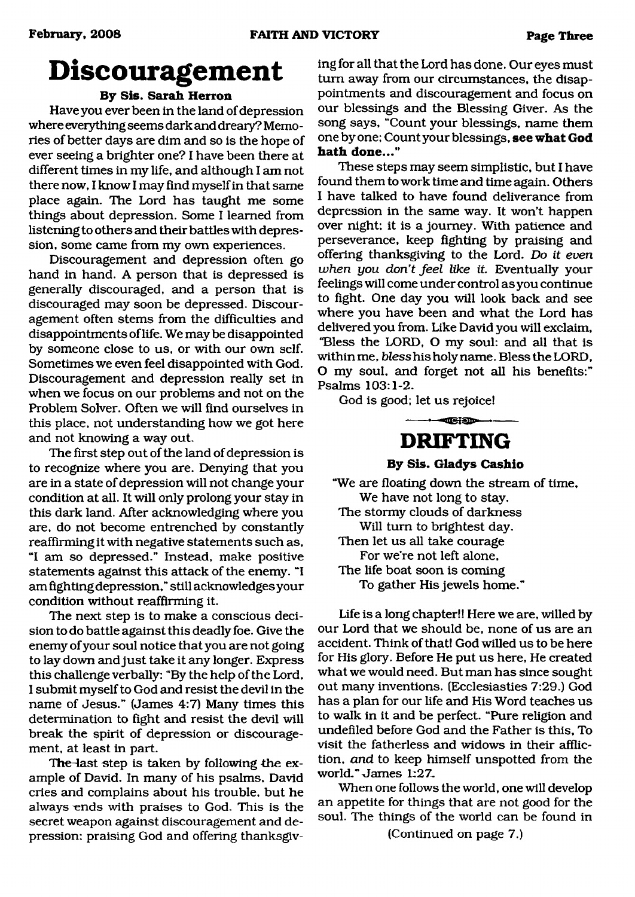# Discouragement

**By Sis. Sarah Herron**

Have you ever been in the land of depression where everything seems dark and dreary? Memories of better days are dim and so is the hope of ever seeing a brighter one? I have been there at different times in my life, and although I am not there now, I know I may find myself in that same place again. The Lord has taught me some things about depression. Some I learned from listening to others and their battles with depression, some came from my own experiences.

Discouragement and depression often go hand in hand. A person that is depressed is generally discouraged, and a person that is discouraged may soon be depressed. Discouragement often stems from the difficulties and disappointments of life. We may be disappointed by someone close to us, or with our own self. Sometimes we even feel disappointed with God. Discouragement and depression really set in when we focus on our problems and not on the Problem Solver. Often we will find ourselves in this place, not understanding how we got here and not knowing a way out.

The first step out of the land of depression is to recognize where you are. Denying that you are in a state of depression will not change your condition at all. It will only prolong your stay in this dark land. After acknowledging where you are, do not become entrenched by constantly reaffirming it with negative statements such as, "I am so depressed." Instead, make positive statements against this attack of the enemy. "I am fighting depression," still acknowledges your condition without reaffirming it.

The next step is to make a conscious decision to do battle against this deadly foe. Give the enemy of your soul notice that you are not going to lay down and just take it any longer. Express this challenge verbally: "By the help of the Lord, I submit myself to God and resist the devil in the name of Jesus." (James 4:7) Many times this determination to fight and resist the devil will break the spirit of depression or discouragement, at least in part.

The last step is taken by following the example of David. In many of his psalms, David cries and complains about his trouble, but he always ends with praises to God. This is the secret weapon against discouragement and depression: praising God and offering thanksgiving for all that the Lord has done. Our eyes must turn away from our circumstances, the disappointments and discouragement and focus on our blessings and the Blessing Giver. As the song says, "Count your blessings, name them one by one; Count your blessings, **see what God hath done...**"

These steps may seem simplistic, but I have found them to work time and time again. Others I have talked to have found deliverance from depression in the same way. It won't happen over night; it is a journey. With patience and perseverance, keep fighting by praising and offering thanksgiving to the Lord. *Do it even when you don't feel like it.* Eventually your feelings will come under control as you continue to fight. One day you will look back and see where you have been and what the Lord has delivered you from. Like David you will exclaim, "Bless the LORD, O my soul: and all that is within me, *bless* his holy name. Bless the LORD, O my soul, and forget not all his benefits:" Psalms 103:1-2.

God is good; let us rejoice!

# DRIFTING

**By Sis. Gladys Cashio**

"We are floating down the stream of time,
We have not long to stay.
The stormy clouds of darkness
Will turn to brightest day.
Then let us all take courage
For we're not left alone,
The life boat soon is coming
To gather His jewels home."

Life is a long chapter!! Here we are, willed by our Lord that we should be, none of us are an accident. Think of that! God willed us to be here for His glory. Before He put us here, He created what we would need. But man has since sought out many inventions. (Ecclesiasties 7:29.) God has a plan for our life and His Word teaches us to walk in it and be perfect. "Pure religion and undefiled before God and the Father is this, To visit the fatherless and widows in their affliction, *and* to keep himself unspotted from the world." James 1:27.

When one follows the world, one will develop an appetite for things that are not good for the soul. The things of the world can be found in

(Continued on page 7.)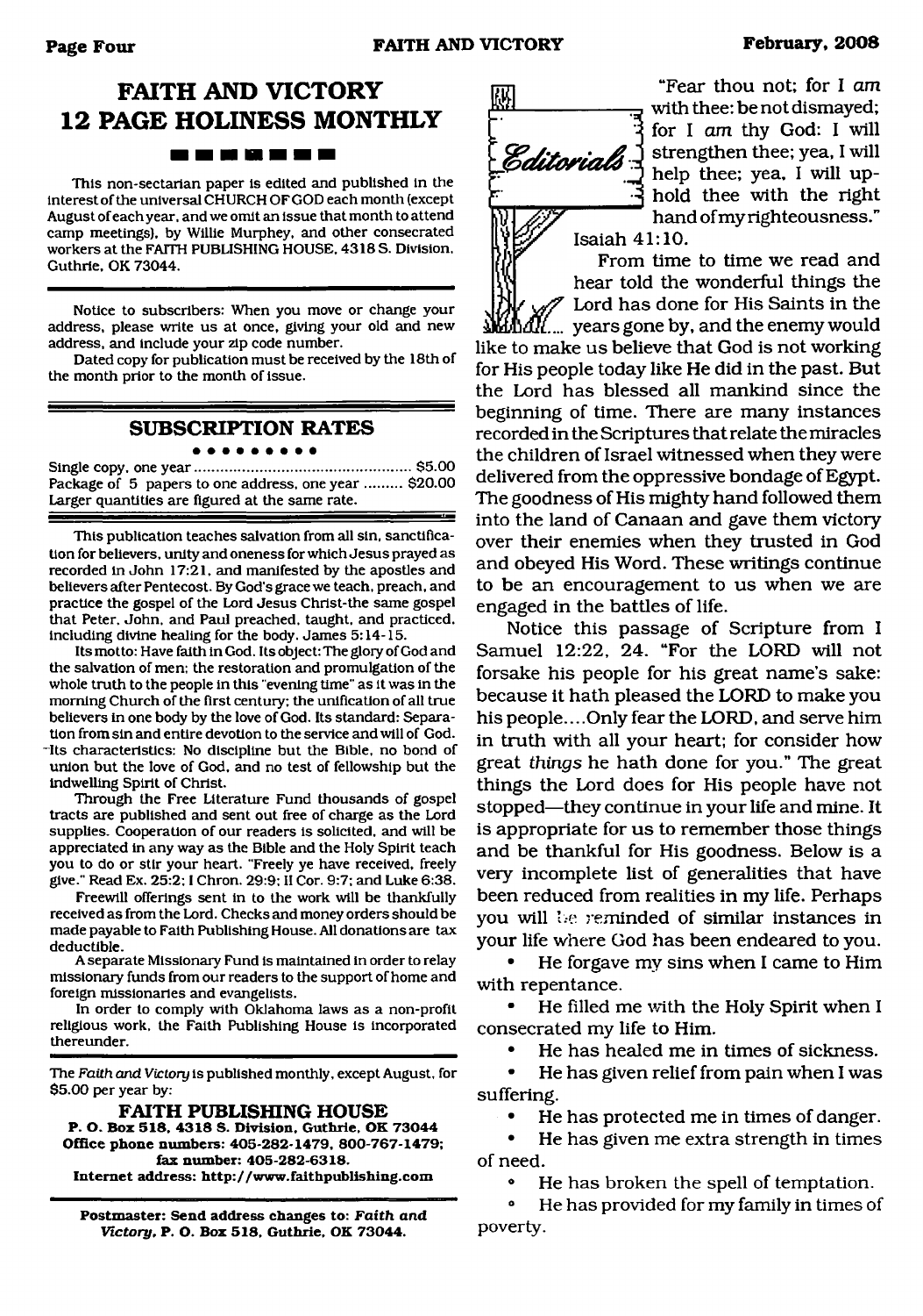# FAITH AND VICTORY 12 PAGE HOLINESS MONTHLY

This non-sectarian paper is edited and published in the interest of the universal CHURCH OF GOD each month (except August of each year, and we omit an issue that month to attend camp meetings), by Willie Murphey, and other consecrated workers at the FAITH PUBLISHING HOUSE, 4318 S. Division, Guthrie, OK 73044.

Notice to subscribers: When you move or change your address, please write us at once, giving your old and new address, and include your zip code number.

Dated copy for publication must be received by the 18th of the month prior to the month of issue.

## SUBSCRIPTION RATES

Single copy, one year .................................................. $5.00
Package of 5 papers to one address, one year ......... $20.00
Larger quantities are figured at the same rate.

This publication teaches salvation from all sin, sanctification for believers, unity and oneness for which Jesus prayed as recorded in John 17:21, and manifested by the apostles and believers after Pentecost. By God's grace we teach, preach, and practice the gospel of the Lord Jesus Christ-the same gospel that Peter, John, and Paul preached, taught, and practiced, including divine healing for the body, James 5:14-15.

Its motto: Have faith in God. Its object: The glory of God and the salvation of men; the restoration and promulgation of the whole truth to the people in this "evening time" as it was in the morning Church of the first century; the unification of all true believers in one body by the love of God. Its standard: Separation from sin and entire devotion to the service and will of God. Its characteristics: No discipline but the Bible, no bond of union but the love of God, and no test of fellowship but the indwelling Spirit of Christ.

Through the Free Literature Fund thousands of gospel tracts are published and sent out free of charge as the Lord supplies. Cooperation of our readers is solicited, and will be appreciated in any way as the Bible and the Holy Spirit teach you to do or stir your heart. "Freely ye have received, freely give." Read Ex. 25:2; I Chron. 29:9; II Cor. 9:7; and Luke 6:38.

Freewill offerings sent in to the work will be thankfully received as from the Lord. Checks and money orders should be made payable to Faith Publishing House. All donations are tax deductible.

A separate Missionary Fund is maintained in order to relay missionary funds from our readers to the support of home and foreign missionaries and evangelists.

In order to comply with Oklahoma laws as a non-profit religious work, the Faith Publishing House is incorporated thereunder.

The *Faith and Victory* is published monthly, except August, for $5.00 per year by:

**FAITH PUBLISHING HOUSE**
**P. O. Box 518, 4318 S. Division, Guthrie, OK 73044**
**Office phone numbers: 405-282-1479, 800-767-1479; fax number: 405-282-6318.**
**Internet address: http://www.faithpublishing.com**

**Postmaster: Send address changes to: *Faith and Victory*, P. O. Box 518, Guthrie, OK 73044.**

## Editorials

"Fear thou not; for I *am* with thee: be not dismayed; for I *am* thy God: I will strengthen thee; yea, I will help thee; yea, I will uphold thee with the right hand of my righteousness." Isaiah 41:10.

From time to time we read and hear told the wonderful things the Lord has done for His Saints in the years gone by, and the enemy would like to make us believe that God is not working for His people today like He did in the past. But the Lord has blessed all mankind since the beginning of time. There are many instances recorded in the Scriptures that relate the miracles the children of Israel witnessed when they were delivered from the oppressive bondage of Egypt. The goodness of His mighty hand followed them into the land of Canaan and gave them victory over their enemies when they trusted in God and obeyed His Word. These writings continue to be an encouragement to us when we are engaged in the battles of life.

Notice this passage of Scripture from I Samuel 12:22, 24. "For the LORD will not forsake his people for his great name's sake: because it hath pleased the LORD to make you his people....Only fear the LORD, and serve him in truth with all your heart; for consider how great *things* he hath done for you." The great things the Lord does for His people have not stopped—they continue in your life and mine. It is appropriate for us to remember those things and be thankful for His goodness. Below is a very incomplete list of generalities that have been reduced from realities in my life. Perhaps you will be reminded of similar instances in your life where God has been endeared to you.

- He forgave my sins when I came to Him with repentance.
- He filled me with the Holy Spirit when I consecrated my life to Him.
- He has healed me in times of sickness.
- He has given relief from pain when I was suffering.
- He has protected me in times of danger.
- He has given me extra strength in times of need.
- He has broken the spell of temptation.
- He has provided for my family in times of poverty.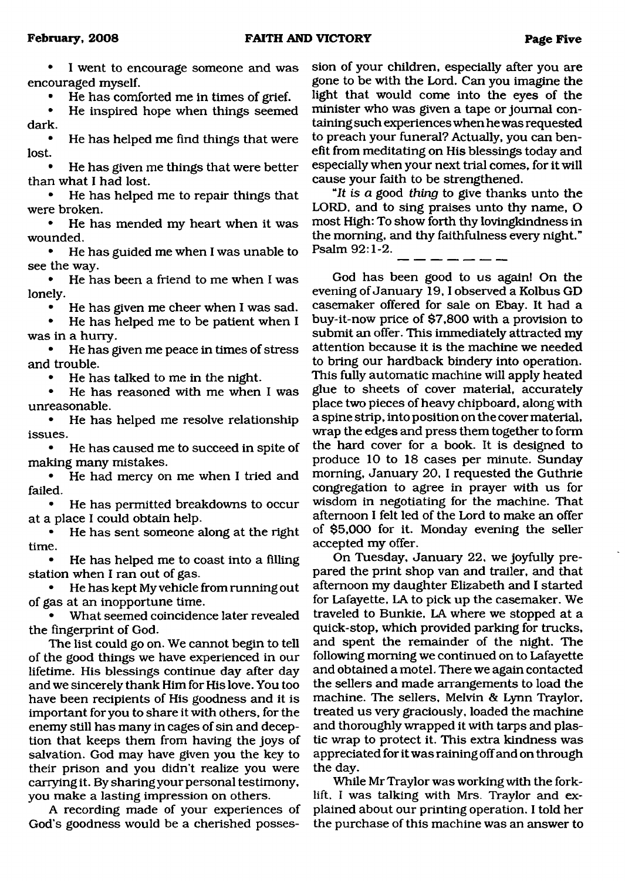- I went to encourage someone and was encouraged myself.
- He has comforted me in times of grief.
- He inspired hope when things seemed dark.
- He has helped me find things that were lost.
- He has given me things that were better than what I had lost.
- He has helped me to repair things that were broken.
- He has mended my heart when it was wounded.
- He has guided me when I was unable to see the way.
- He has been a friend to me when I was lonely.
- He has given me cheer when I was sad.
- He has helped me to be patient when I was in a hurry.
- He has given me peace in times of stress and trouble.
- He has talked to me in the night.
- He has reasoned with me when I was unreasonable.
- He has helped me resolve relationship issues.
- He has caused me to succeed in spite of making many mistakes.
- He had mercy on me when I tried and failed.
- He has permitted breakdowns to occur at a place I could obtain help.
- He has sent someone along at the right time.
- He has helped me to coast into a filling station when I ran out of gas.
- He has kept My vehicle from running out of gas at an inopportune time.
- What seemed coincidence later revealed the fingerprint of God.

The list could go on. We cannot begin to tell of the good things we have experienced in our lifetime. His blessings continue day after day and we sincerely thank Him for His love. You too have been recipients of His goodness and it is important for you to share it with others, for the enemy still has many in cages of sin and deception that keeps them from having the joys of salvation. God may have given you the key to their prison and you didn't realize you were carrying it. By sharing your personal testimony, you make a lasting impression on others.

A recording made of your experiences of God's goodness would be a cherished possession of your children, especially after you are gone to be with the Lord. Can you imagine the light that would come into the eyes of the minister who was given a tape or journal containing such experiences when he was requested to preach your funeral? Actually, you can benefit from meditating on His blessings today and especially when your next trial comes, for it will cause your faith to be strengthened.

"*It is a* good *thing* to give thanks unto the LORD, and to sing praises unto thy name, O most High: To show forth thy lovingkindness in the morning, and thy faithfulness every night." Psalm 92:1-2.

---

God has been good to us again! On the evening of January 19, I observed a Kolbus GD casemaker offered for sale on Ebay. It had a buy-it-now price of $7,800 with a provision to submit an offer. This immediately attracted my attention because it is the machine we needed to bring our hardback bindery into operation. This fully automatic machine will apply heated glue to sheets of cover material, accurately place two pieces of heavy chipboard, along with a spine strip, into position on the cover material, wrap the edges and press them together to form the hard cover for a book. It is designed to produce 10 to 18 cases per minute. Sunday morning, January 20, I requested the Guthrie congregation to agree in prayer with us for wisdom in negotiating for the machine. That afternoon I felt led of the Lord to make an offer of $5,000 for it. Monday evening the seller accepted my offer.

On Tuesday, January 22, we joyfully prepared the print shop van and trailer, and that afternoon my daughter Elizabeth and I started for Lafayette, LA to pick up the casemaker. We traveled to Bunkie, LA where we stopped at a quick-stop, which provided parking for trucks, and spent the remainder of the night. The following morning we continued on to Lafayette and obtained a motel. There we again contacted the sellers and made arrangements to load the machine. The sellers, Melvin & Lynn Traylor, treated us very graciously, loaded the machine and thoroughly wrapped it with tarps and plastic wrap to protect it. This extra kindness was appreciated for it was raining off and on through the day.

While Mr Traylor was working with the forklift, I was talking with Mrs. Traylor and explained about our printing operation. I told her the purchase of this machine was an answer to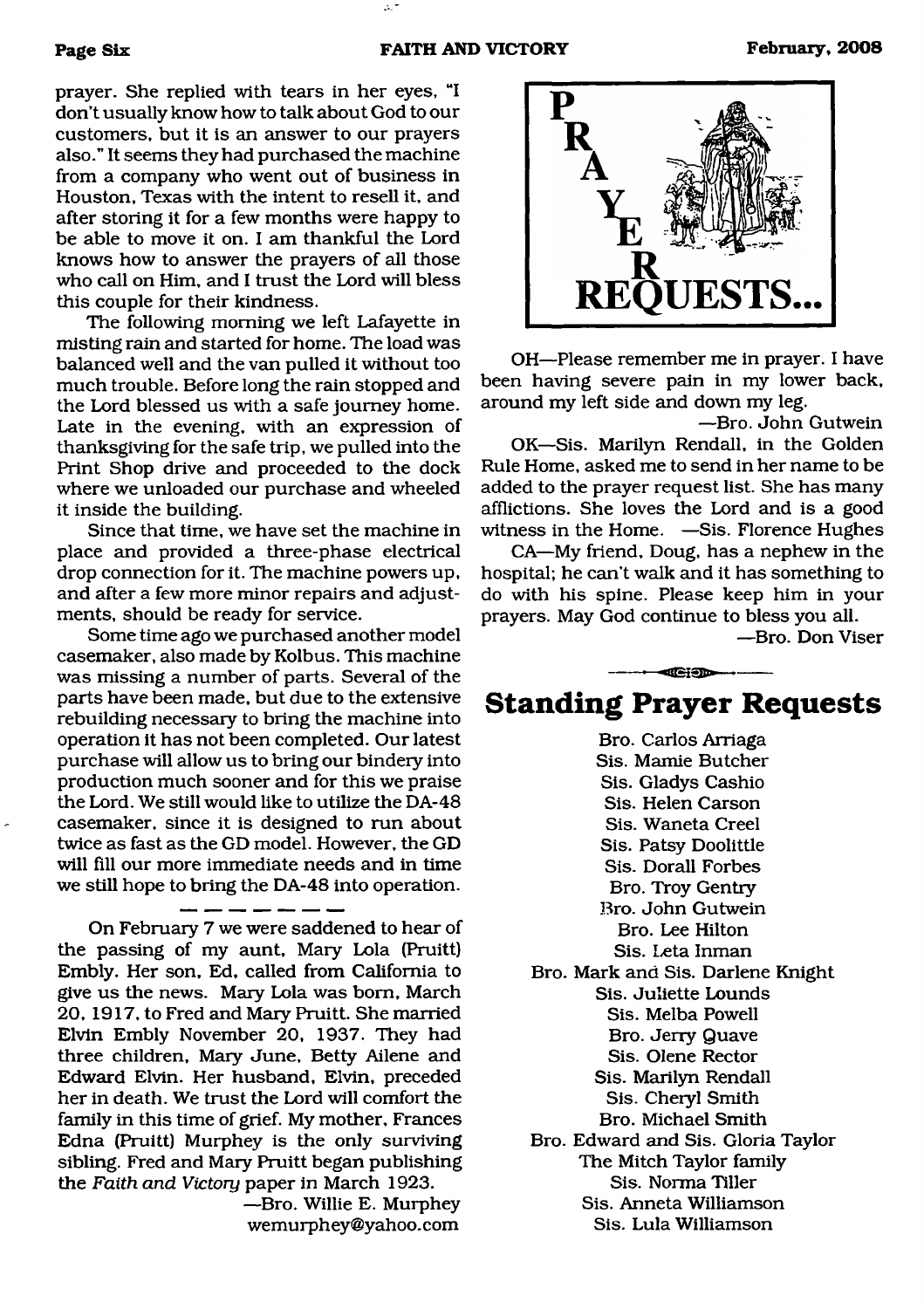prayer. She replied with tears in her eyes, "I don't usually know how to talk about God to our customers, but it is an answer to our prayers also." It seems they had purchased the machine from a company who went out of business in Houston, Texas with the intent to resell it, and after storing it for a few months were happy to be able to move it on. I am thankful the Lord knows how to answer the prayers of all those who call on Him, and I trust the Lord will bless this couple for their kindness.

The following morning we left Lafayette in misting rain and started for home. The load was balanced well and the van pulled it without too much trouble. Before long the rain stopped and the Lord blessed us with a safe journey home. Late in the evening, with an expression of thanksgiving for the safe trip, we pulled into the Print Shop drive and proceeded to the dock where we unloaded our purchase and wheeled it inside the building.

Since that time, we have set the machine in place and provided a three-phase electrical drop connection for it. The machine powers up, and after a few more minor repairs and adjustments, should be ready for service.

Some time ago we purchased another model casemaker, also made by Kolbus. This machine was missing a number of parts. Several of the parts have been made, but due to the extensive rebuilding necessary to bring the machine into operation it has not been completed. Our latest purchase will allow us to bring our bindery into production much sooner and for this we praise the Lord. We still would like to utilize the DA-48 casemaker, since it is designed to run about twice as fast as the GD model. However, the GD will fill our more immediate needs and in time we still hope to bring the DA-48 into operation.

— — — — — — —

On February 7 we were saddened to hear of the passing of my aunt, Mary Lola (Pruitt) Embly. Her son, Ed, called from California to give us the news. Mary Lola was born, March 20, 1917, to Fred and Mary Pruitt. She married Elvin Embly November 20, 1937. They had three children, Mary June, Betty Ailene and Edward Elvin. Her husband, Elvin, preceded her in death. We trust the Lord will comfort the family in this time of grief. My mother, Frances Edna (Pruitt) Murphey is the only surviving sibling. Fred and Mary Pruitt began publishing the *Faith and Victory* paper in March 1923.

—Bro. Willie E. Murphey
wemurphey@yahoo.com

# PRAYER REQUESTS...

OH—Please remember me in prayer. I have been having severe pain in my lower back, around my left side and down my leg.

—Bro. John Gutwein

OK—Sis. Marilyn Rendall, in the Golden Rule Home, asked me to send in her name to be added to the prayer request list. She has many afflictions. She loves the Lord and is a good witness in the Home. —Sis. Florence Hughes

CA—My friend, Doug, has a nephew in the hospital; he can't walk and it has something to do with his spine. Please keep him in your prayers. May God continue to bless you all.

—Bro. Don Viser

## Standing Prayer Requests

Bro. Carlos Arriaga
Sis. Mamie Butcher
Sis. Gladys Cashio
Sis. Helen Carson
Sis. Waneta Creel
Sis. Patsy Doolittle
Sis. Dorall Forbes
Bro. Troy Gentry
Bro. John Gutwein
Bro. Lee Hilton
Sis. Leta Inman
Bro. Mark and Sis. Darlene Knight
Sis. Juliette Lounds
Sis. Melba Powell
Bro. Jerry Quave
Sis. Olene Rector
Sis. Marilyn Rendall
Sis. Cheryl Smith
Bro. Michael Smith
Bro. Edward and Sis. Gloria Taylor
The Mitch Taylor family
Sis. Norma Tiller
Sis. Anneta Williamson
Sis. Lula Williamson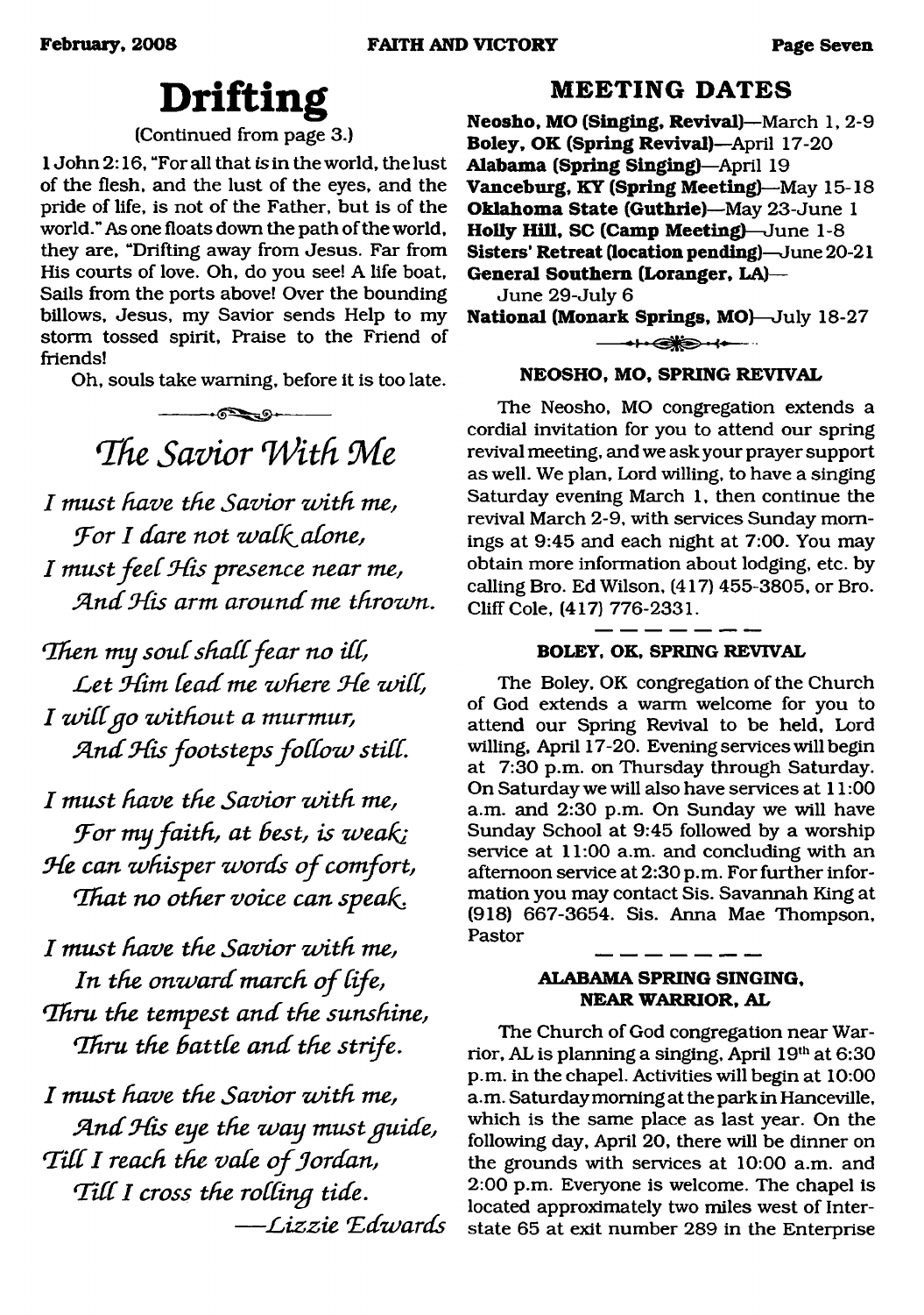# Drifting

(Continued from page 3.)

1 John 2:16, "For all that *is* in the world, the lust of the flesh, and the lust of the eyes, and the pride of life, is not of the Father, but is of the world." As one floats down the path of the world, they are, "Drifting away from Jesus. Far from His courts of love. Oh, do you see! A life boat, Sails from the ports above! Over the bounding billows, Jesus, my Savior sends Help to my storm tossed spirit, Praise to the Friend of friends!

Oh, souls take warning, before it is too late.

## *The Savior With Me*

*I must have the Savior with me,*
*For I dare not walk alone,*
*I must feel His presence near me,*
*And His arm around me thrown.*

*Then my soul shall fear no ill,*
*Let Him lead me where He will,*
*I will go without a murmur,*
*And His footsteps follow still.*

*I must have the Savior with me,*
*For my faith, at best, is weak;*
*He can whisper words of comfort,*
*That no other voice can speak.*

*I must have the Savior with me,*
*In the onward march of life,*
*Thru the tempest and the sunshine,*
*Thru the battle and the strife.*

*I must have the Savior with me,*
*And His eye the way must guide,*
*Till I reach the vale of Jordan,*
*Till I cross the rolling tide.*

*—Lizzie Edwards*

## MEETING DATES

**Neosho, MO (Singing, Revival)**—March 1, 2-9
**Boley, OK (Spring Revival)**—April 17-20
**Alabama (Spring Singing)**—April 19
**Vanceburg, KY (Spring Meeting)**—May 15-18
**Oklahoma State (Guthrie)**—May 23-June 1
**Holly Hill, SC (Camp Meeting)**—June 1-8
**Sisters' Retreat (location pending)**—June 20-21
**General Southern (Loranger, LA)**—June 29-July 6
**National (Monark Springs, MO)**—July 18-27

### NEOSHO, MO, SPRING REVIVAL

The Neosho, MO congregation extends a cordial invitation for you to attend our spring revival meeting, and we ask your prayer support as well. We plan, Lord willing, to have a singing Saturday evening March 1, then continue the revival March 2-9, with services Sunday mornings at 9:45 and each night at 7:00. You may obtain more information about lodging, etc. by calling Bro. Ed Wilson, (417) 455-3805, or Bro. Cliff Cole, (417) 776-2331.

### BOLEY, OK, SPRING REVIVAL

The Boley, OK congregation of the Church of God extends a warm welcome for you to attend our Spring Revival to be held, Lord willing, April 17-20. Evening services will begin at 7:30 p.m. on Thursday through Saturday. On Saturday we will also have services at 11:00 a.m. and 2:30 p.m. On Sunday we will have Sunday School at 9:45 followed by a worship service at 11:00 a.m. and concluding with an afternoon service at 2:30 p.m. For further information you may contact Sis. Savannah King at (918) 667-3654. Sis. Anna Mae Thompson, Pastor

### ALABAMA SPRING SINGING, NEAR WARRIOR, AL

The Church of God congregation near Warrior, AL is planning a singing, April 19th at 6:30 p.m. in the chapel. Activities will begin at 10:00 a.m. Saturday morning at the park in Hanceville, which is the same place as last year. On the following day, April 20, there will be dinner on the grounds with services at 10:00 a.m. and 2:00 p.m. Everyone is welcome. The chapel is located approximately two miles west of Interstate 65 at exit number 289 in the Enterprise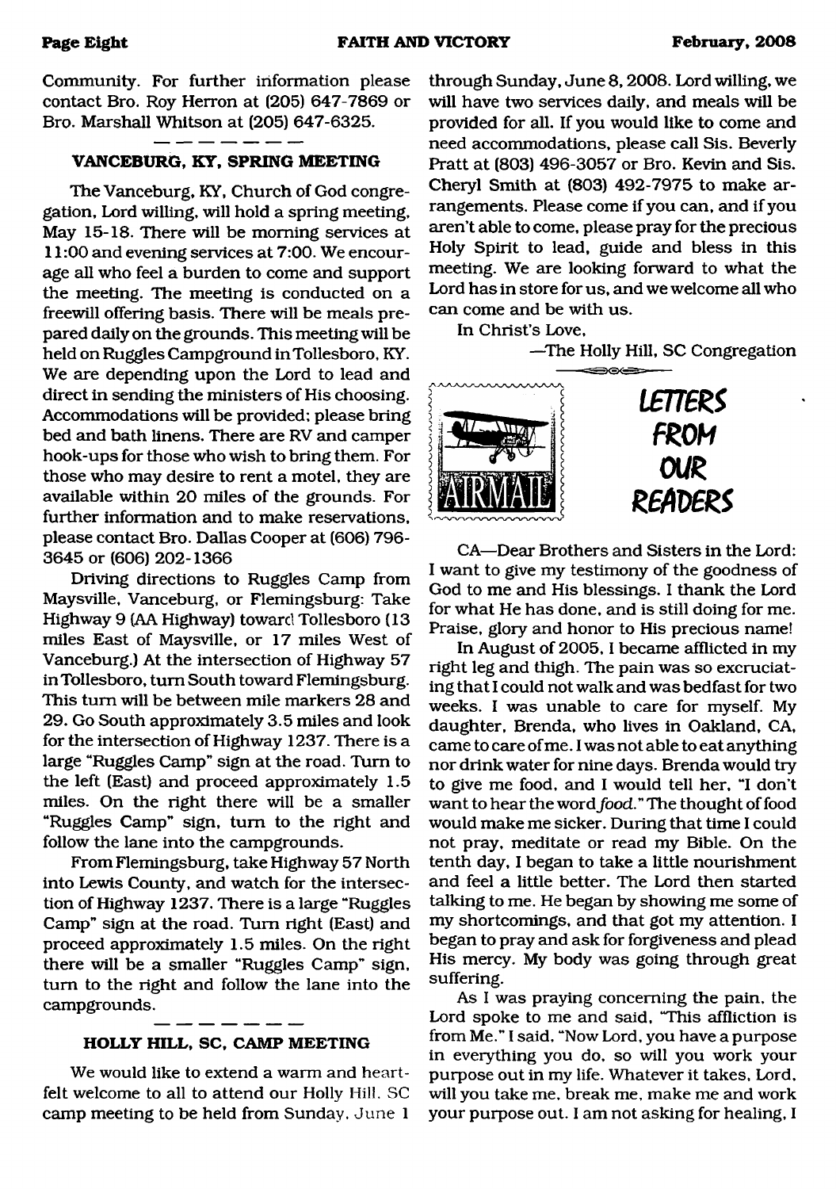Community. For further information please contact Bro. Roy Herron at (205) 647-7869 or Bro. Marshall Whitson at (205) 647-6325.

### VANCEBURG, KY, SPRING MEETING

The Vanceburg, KY, Church of God congregation, Lord willing, will hold a spring meeting, May 15-18. There will be morning services at 11:00 and evening services at 7:00. We encourage all who feel a burden to come and support the meeting. The meeting is conducted on a freewill offering basis. There will be meals prepared daily on the grounds. This meeting will be held on Ruggles Campground in Tollesboro, KY. We are depending upon the Lord to lead and direct in sending the ministers of His choosing. Accommodations will be provided; please bring bed and bath linens. There are RV and camper hook-ups for those who wish to bring them. For those who may desire to rent a motel, they are available within 20 miles of the grounds. For further information and to make reservations, please contact Bro. Dallas Cooper at (606) 796-3645 or (606) 202-1366

Driving directions to Ruggles Camp from Maysville, Vanceburg, or Flemingsburg: Take Highway 9 (AA Highway) toward Tollesboro (13 miles East of Maysville, or 17 miles West of Vanceburg.) At the intersection of Highway 57 in Tollesboro, turn South toward Flemingsburg. This turn will be between mile markers 28 and 29. Go South approximately 3.5 miles and look for the intersection of Highway 1237. There is a large "Ruggles Camp" sign at the road. Turn to the left (East) and proceed approximately 1.5 miles. On the right there will be a smaller "Ruggles Camp" sign, turn to the right and follow the lane into the campgrounds.

From Flemingsburg, take Highway 57 North into Lewis County, and watch for the intersection of Highway 1237. There is a large "Ruggles Camp" sign at the road. Turn right (East) and proceed approximately 1.5 miles. On the right there will be a smaller "Ruggles Camp" sign, turn to the right and follow the lane into the campgrounds.

### HOLLY HILL, SC, CAMP MEETING

We would like to extend a warm and heartfelt welcome to all to attend our Holly Hill, SC camp meeting to be held from Sunday, June 1 through Sunday, June 8, 2008. Lord willing, we will have two services daily, and meals will be provided for all. If you would like to come and need accommodations, please call Sis. Beverly Pratt at (803) 496-3057 or Bro. Kevin and Sis. Cheryl Smith at (803) 492-7975 to make arrangements. Please come if you can, and if you aren't able to come, please pray for the precious Holy Spirit to lead, guide and bless in this meeting. We are looking forward to what the Lord has in store for us, and we welcome all who can come and be with us.

In Christ's Love,

—The Holly Hill, SC Congregation

## LETTERS FROM OUR READERS

CA—Dear Brothers and Sisters in the Lord: I want to give my testimony of the goodness of God to me and His blessings. I thank the Lord for what He has done, and is still doing for me. Praise, glory and honor to His precious name!

In August of 2005, I became afflicted in my right leg and thigh. The pain was so excruciating that I could not walk and was bedfast for two weeks. I was unable to care for myself. My daughter, Brenda, who lives in Oakland, CA, came to care of me. I was not able to eat anything nor drink water for nine days. Brenda would try to give me food, and I would tell her, "I don't want to hear the word *food*." The thought of food would make me sicker. During that time I could not pray, meditate or read my Bible. On the tenth day, I began to take a little nourishment and feel a little better. The Lord then started talking to me. He began by showing me some of my shortcomings, and that got my attention. I began to pray and ask for forgiveness and plead His mercy. My body was going through great suffering.

As I was praying concerning the pain, the Lord spoke to me and said, "This affliction is from Me." I said, "Now Lord, you have a purpose in everything you do, so will you work your purpose out in my life. Whatever it takes, Lord, will you take me, break me, make me and work your purpose out. I am not asking for healing, I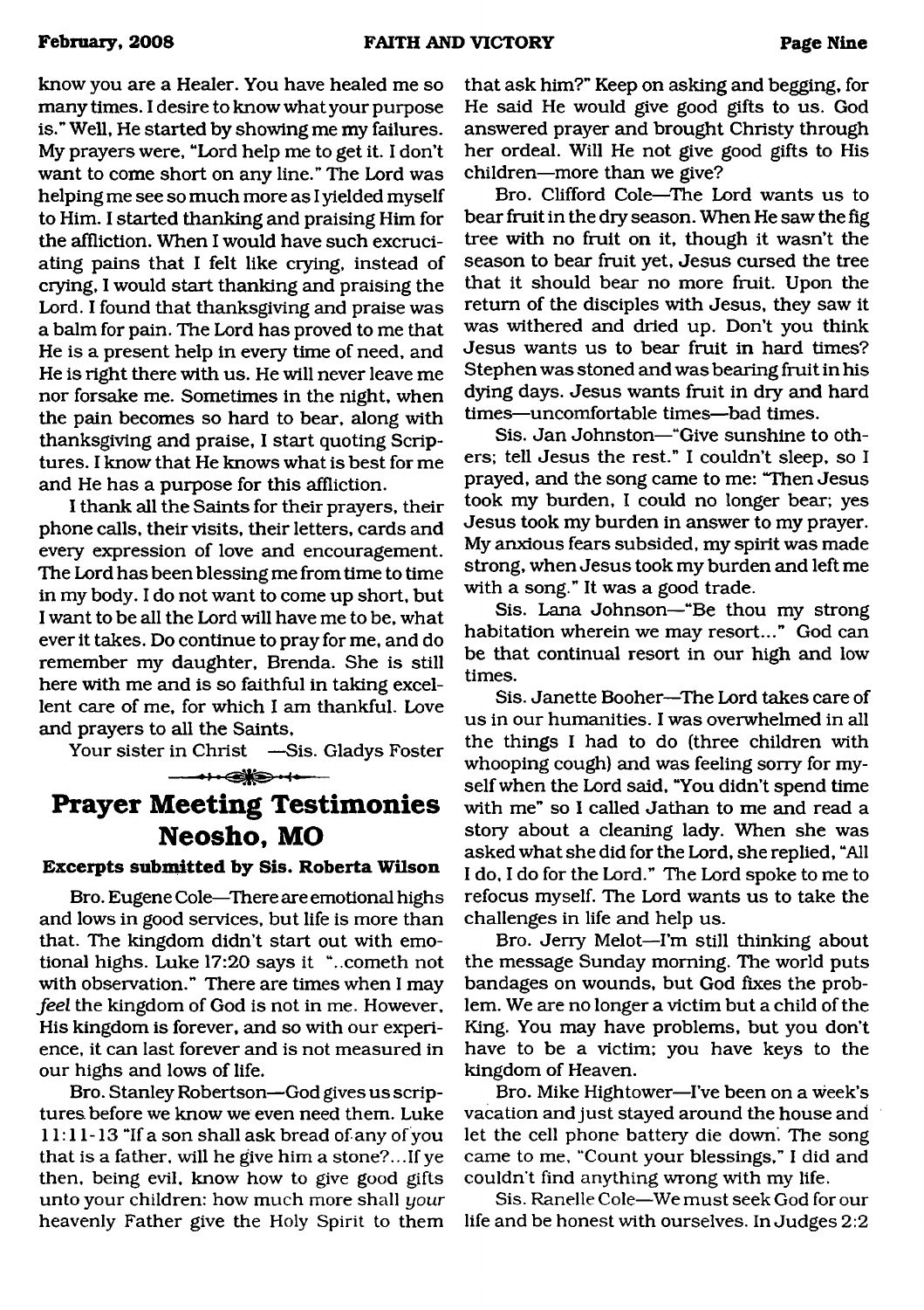know you are a Healer. You have healed me so many times. I desire to know what your purpose is." Well, He started by showing me my failures. My prayers were, "Lord help me to get it. I don't want to come short on any line." The Lord was helping me see so much more as I yielded myself to Him. I started thanking and praising Him for the affliction. When I would have such excruciating pains that I felt like crying, instead of crying, I would start thanking and praising the Lord. I found that thanksgiving and praise was a balm for pain. The Lord has proved to me that He is a present help in every time of need, and He is right there with us. He will never leave me nor forsake me. Sometimes in the night, when the pain becomes so hard to bear, along with thanksgiving and praise, I start quoting Scriptures. I know that He knows what is best for me and He has a purpose for this affliction.

I thank all the Saints for their prayers, their phone calls, their visits, their letters, cards and every expression of love and encouragement. The Lord has been blessing me from time to time in my body. I do not want to come up short, but I want to be all the Lord will have me to be, what ever it takes. Do continue to pray for me, and do remember my daughter, Brenda. She is still here with me and is so faithful in taking excellent care of me, for which I am thankful. Love and prayers to all the Saints,

Your sister in Christ —Sis. Gladys Foster

# Prayer Meeting Testimonies Neosho, MO

**Excerpts submitted by Sis. Roberta Wilson**

Bro. Eugene Cole—There are emotional highs and lows in good services, but life is more than that. The kingdom didn't start out with emotional highs. Luke 17:20 says it "..cometh not with observation." There are times when I may *feel* the kingdom of God is not in me. However, His kingdom is forever, and so with our experience, it can last forever and is not measured in our highs and lows of life.

Bro. Stanley Robertson—God gives us scriptures before we know we even need them. Luke 11:11-13 "If a son shall ask bread of any of you that is a father, will he give him a stone?...If ye then, being evil, know how to give good gifts unto your children: how much more shall *your* heavenly Father give the Holy Spirit to them that ask him?" Keep on asking and begging, for He said He would give good gifts to us. God answered prayer and brought Christy through her ordeal. Will He not give good gifts to His children—more than we give?

Bro. Clifford Cole—The Lord wants us to bear fruit in the dry season. When He saw the fig tree with no fruit on it, though it wasn't the season to bear fruit yet, Jesus cursed the tree that it should bear no more fruit. Upon the return of the disciples with Jesus, they saw it was withered and dried up. Don't you think Jesus wants us to bear fruit in hard times? Stephen was stoned and was bearing fruit in his dying days. Jesus wants fruit in dry and hard times—uncomfortable times—bad times.

Sis. Jan Johnston—"Give sunshine to others; tell Jesus the rest." I couldn't sleep, so I prayed, and the song came to me: "Then Jesus took my burden, I could no longer bear; yes Jesus took my burden in answer to my prayer. My anxious fears subsided, my spirit was made strong, when Jesus took my burden and left me with a song." It was a good trade.

Sis. Lana Johnson—"Be thou my strong habitation wherein we may resort..." God can be that continual resort in our high and low times.

Sis. Janette Booher—The Lord takes care of us in our humanities. I was overwhelmed in all the things I had to do (three children with whooping cough) and was feeling sorry for myself when the Lord said, "You didn't spend time with me" so I called Jathan to me and read a story about a cleaning lady. When she was asked what she did for the Lord, she replied, "All I do, I do for the Lord." The Lord spoke to me to refocus myself. The Lord wants us to take the challenges in life and help us.

Bro. Jerry Melot—I'm still thinking about the message Sunday morning. The world puts bandages on wounds, but God fixes the problem. We are no longer a victim but a child of the King. You may have problems, but you don't have to be a victim; you have keys to the kingdom of Heaven.

Bro. Mike Hightower—I've been on a week's vacation and just stayed around the house and let the cell phone battery die down. The song came to me, "Count your blessings," I did and couldn't find anything wrong with my life.

Sis. Ranelle Cole—We must seek God for our life and be honest with ourselves. In Judges 2:2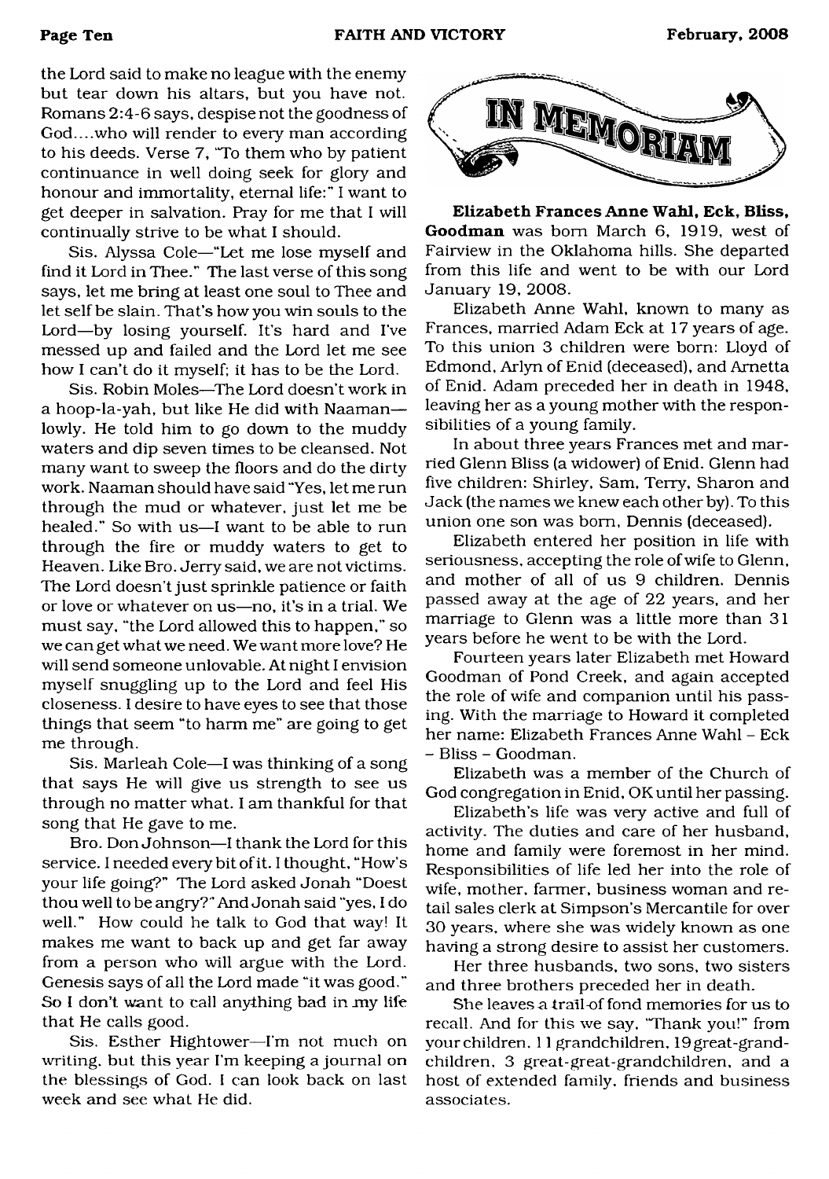the Lord said to make no league with the enemy but tear down his altars, but you have not. Romans 2:4-6 says, despise not the goodness of God....who will render to every man according to his deeds. Verse 7, "To them who by patient continuance in well doing seek for glory and honour and immortality, eternal life:" I want to get deeper in salvation. Pray for me that I will continually strive to be what I should.

Sis. Alyssa Cole—"Let me lose myself and find it Lord in Thee." The last verse of this song says, let me bring at least one soul to Thee and let self be slain. That's how you win souls to the Lord—by losing yourself. It's hard and I've messed up and failed and the Lord let me see how I can't do it myself; it has to be the Lord.

Sis. Robin Moles—The Lord doesn't work in a hoop-la-yah, but like He did with Naaman—lowly. He told him to go down to the muddy waters and dip seven times to be cleansed. Not many want to sweep the floors and do the dirty work. Naaman should have said "Yes, let me run through the mud or whatever, just let me be healed." So with us—I want to be able to run through the fire or muddy waters to get to Heaven. Like Bro. Jerry said, we are not victims. The Lord doesn't just sprinkle patience or faith or love or whatever on us—no, it's in a trial. We must say, "the Lord allowed this to happen," so we can get what we need. We want more love? He will send someone unlovable. At night I envision myself snuggling up to the Lord and feel His closeness. I desire to have eyes to see that those things that seem "to harm me" are going to get me through.

Sis. Marleah Cole—I was thinking of a song that says He will give us strength to see us through no matter what. I am thankful for that song that He gave to me.

Bro. Don Johnson—I thank the Lord for this service. I needed every bit of it. I thought, "How's your life going?" The Lord asked Jonah "Doest thou well to be angry?" And Jonah said "yes, I do well." How could he talk to God that way! It makes me want to back up and get far away from a person who will argue with the Lord. Genesis says of all the Lord made "it was good." So I don't want to call anything bad in my life that He calls good.

Sis. Esther Hightower—I'm not much on writing, but this year I'm keeping a journal on the blessings of God. I can look back on last week and see what He did.

# IN MEMORIAM

**Elizabeth Frances Anne Wahl, Eck, Bliss, Goodman** was born March 6, 1919, west of Fairview in the Oklahoma hills. She departed from this life and went to be with our Lord January 19, 2008.

Elizabeth Anne Wahl, known to many as Frances, married Adam Eck at 17 years of age. To this union 3 children were born: Lloyd of Edmond, Arlyn of Enid (deceased), and Arnetta of Enid. Adam preceded her in death in 1948, leaving her as a young mother with the responsibilities of a young family.

In about three years Frances met and married Glenn Bliss (a widower) of Enid. Glenn had five children: Shirley, Sam, Terry, Sharon and Jack (the names we knew each other by). To this union one son was born, Dennis (deceased).

Elizabeth entered her position in life with seriousness, accepting the role of wife to Glenn, and mother of all of us 9 children. Dennis passed away at the age of 22 years, and her marriage to Glenn was a little more than 31 years before he went to be with the Lord.

Fourteen years later Elizabeth met Howard Goodman of Pond Creek, and again accepted the role of wife and companion until his passing. With the marriage to Howard it completed her name: Elizabeth Frances Anne Wahl – Eck – Bliss – Goodman.

Elizabeth was a member of the Church of God congregation in Enid, OK until her passing.

Elizabeth's life was very active and full of activity. The duties and care of her husband, home and family were foremost in her mind. Responsibilities of life led her into the role of wife, mother, farmer, business woman and retail sales clerk at Simpson's Mercantile for over 30 years, where she was widely known as one having a strong desire to assist her customers.

Her three husbands, two sons, two sisters and three brothers preceded her in death.

She leaves a trail of fond memories for us to recall. And for this we say, "Thank you!" from your children, 11 grandchildren, 19 great-grandchildren, 3 great-great-grandchildren, and a host of extended family, friends and business associates.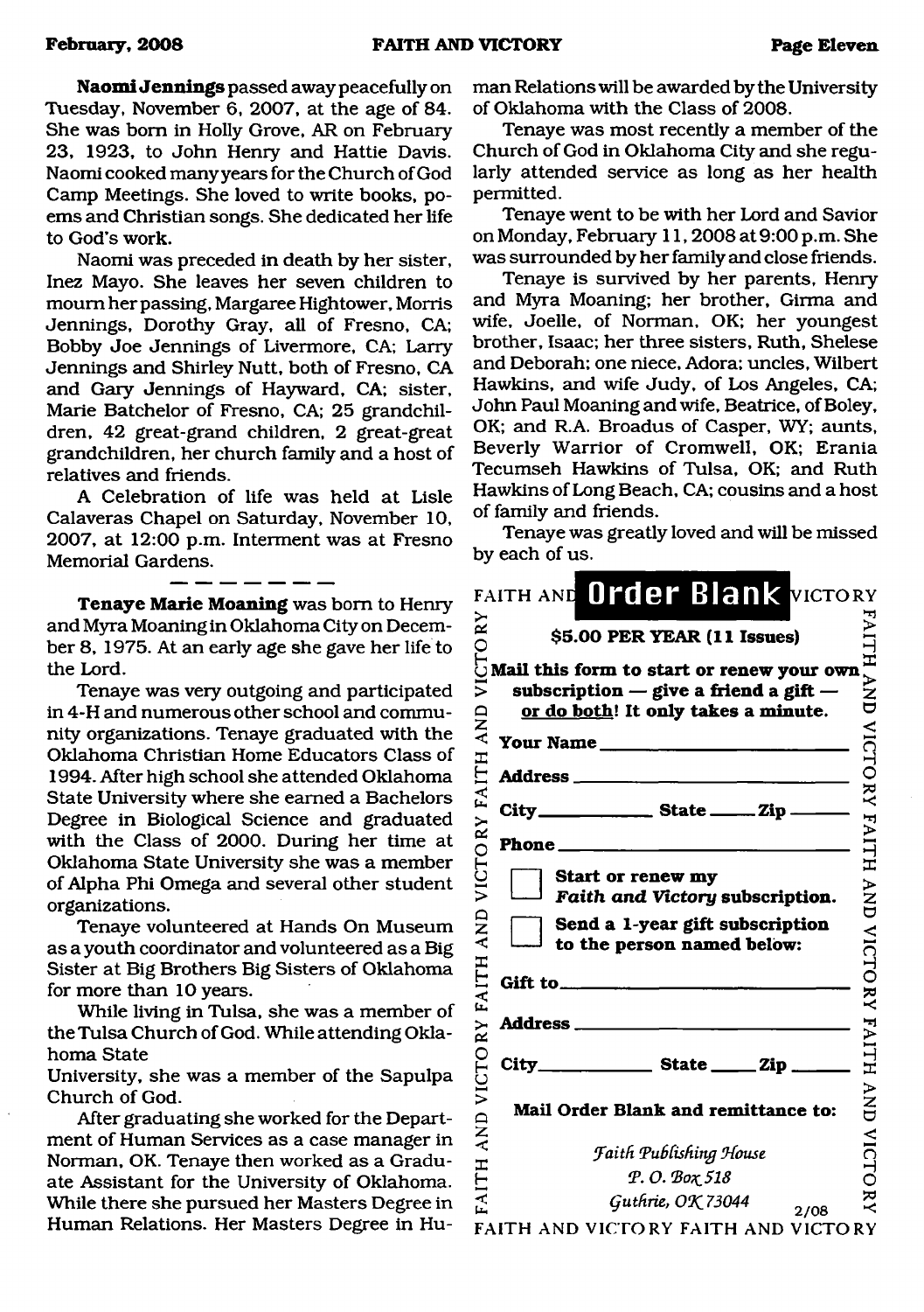**Naomi Jennings** passed away peacefully on Tuesday, November 6, 2007, at the age of 84. She was born in Holly Grove, AR on February 23, 1923, to John Henry and Hattie Davis. Naomi cooked many years for the Church of God Camp Meetings. She loved to write books, poems and Christian songs. She dedicated her life to God's work.

Naomi was preceded in death by her sister, Inez Mayo. She leaves her seven children to mourn her passing, Margaree Hightower, Morris Jennings, Dorothy Gray, all of Fresno, CA; Bobby Joe Jennings of Livermore, CA; Larry Jennings and Shirley Nutt, both of Fresno, CA and Gary Jennings of Hayward, CA; sister, Marie Batchelor of Fresno, CA; 25 grandchildren, 42 great-grand children, 2 great-great grandchildren, her church family and a host of relatives and friends.

A Celebration of life was held at Lisle Calaveras Chapel on Saturday, November 10, 2007, at 12:00 p.m. Interment was at Fresno Memorial Gardens.

---

**Tenaye Marie Moaning** was born to Henry and Myra Moaning in Oklahoma City on December 8, 1975. At an early age she gave her life to the Lord.

Tenaye was very outgoing and participated in 4-H and numerous other school and community organizations. Tenaye graduated with the Oklahoma Christian Home Educators Class of 1994. After high school she attended Oklahoma State University where she earned a Bachelors Degree in Biological Science and graduated with the Class of 2000. During her time at Oklahoma State University she was a member of Alpha Phi Omega and several other student organizations.

Tenaye volunteered at Hands On Museum as a youth coordinator and volunteered as a Big Sister at Big Brothers Big Sisters of Oklahoma for more than 10 years.

While living in Tulsa, she was a member of the Tulsa Church of God. While attending Oklahoma State University, she was a member of the Sapulpa Church of God.

After graduating she worked for the Department of Human Services as a case manager in Norman, OK. Tenaye then worked as a Graduate Assistant for the University of Oklahoma. While there she pursued her Masters Degree in Human Relations. Her Masters Degree in Human Relations will be awarded by the University of Oklahoma with the Class of 2008.

Tenaye was most recently a member of the Church of God in Oklahoma City and she regularly attended service as long as her health permitted.

Tenaye went to be with her Lord and Savior on Monday, February 11, 2008 at 9:00 p.m. She was surrounded by her family and close friends.

Tenaye is survived by her parents, Henry and Myra Moaning; her brother, Girma and wife, Joelle, of Norman, OK; her youngest brother, Isaac; her three sisters, Ruth, Shelese and Deborah; one niece, Adora; uncles, Wilbert Hawkins, and wife Judy, of Los Angeles, CA; John Paul Moaning and wife, Beatrice, of Boley, OK; and R.A. Broadus of Casper, WY; aunts, Beverly Warrior of Cromwell, OK; Erania Tecumseh Hawkins of Tulsa, OK; and Ruth Hawkins of Long Beach, CA; cousins and a host of family and friends.

Tenaye was greatly loved and will be missed by each of us.

## Order Blank

FAITH AND VICTORY

**$5.00 PER YEAR (11 Issues)**

**Mail this form to start or renew your own subscription — give a friend a gift — or do both! It only takes a minute.**

**Your Name** ____________________

**Address** ____________________

**City** __________ **State** ______ **Zip** ______

**Phone** ____________________

☐ **Start or renew my *Faith and Victory* subscription.**

☐ **Send a 1-year gift subscription to the person named below:**

**Gift to** ____________________

**Address** ____________________

**City** __________ **State** ______ **Zip** ______

**Mail Order Blank and remittance to:**

*Faith Publishing House*
*P. O. Box 518*
*Guthrie, OK 73044*

2/08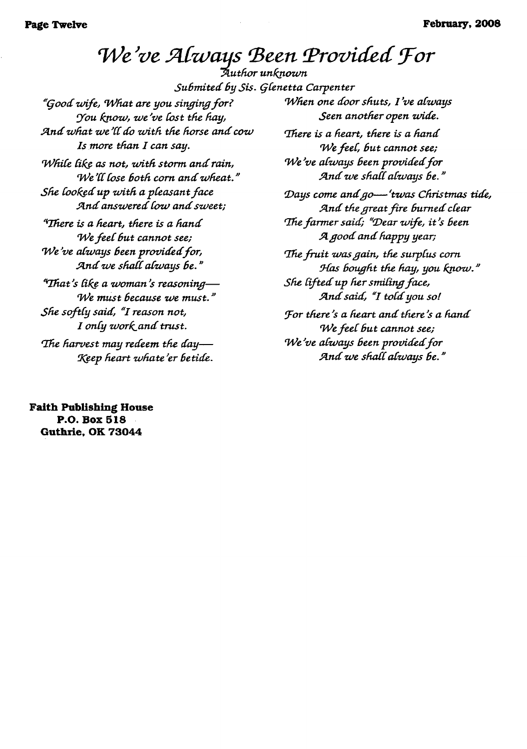# *We've Always Been Provided For*

*Author unknown*

*Submited by Sis. Glenetta Carpenter*

*"Good wife, What are you singing for?*
*You know, we've lost the hay,*
*And what we'll do with the horse and cow*
*Is more than I can say.*

*While like as not, with storm and rain,*
*We'll lose both corn and wheat."*
*She looked up with a pleasant face*
*And answered low and sweet;*

*"There is a heart, there is a hand*
*We feel but cannot see;*
*We've always been provided for,*
*And we shall always be."*

*"That's like a woman's reasoning—*
*We must because we must."*
*She softly said, "I reason not,*
*I only work and trust.*

*The harvest may redeem the day—*
*Keep heart whate'er betide.*
*When one door shuts, I've always*
*Seen another open wide.*

*There is a heart, there is a hand*
*We feel, but cannot see;*
*We've always been provided for*
*And we shall always be."*

*Days come and go—'twas Christmas tide,*
*And the great fire burned clear*
*The farmer said; "Dear wife, it's been*
*A good and happy year;*

*The fruit was gain, the surplus corn*
*Has bought the hay, you know."*
*She lifted up her smiling face,*
*And said, "I told you so!*

*For there's a heart and there's a hand*
*We feel but cannot see;*
*We've always been provided for*
*And we shall always be."*

**Faith Publishing House**
**P.O. Box 518**
**Guthrie, OK 73044**